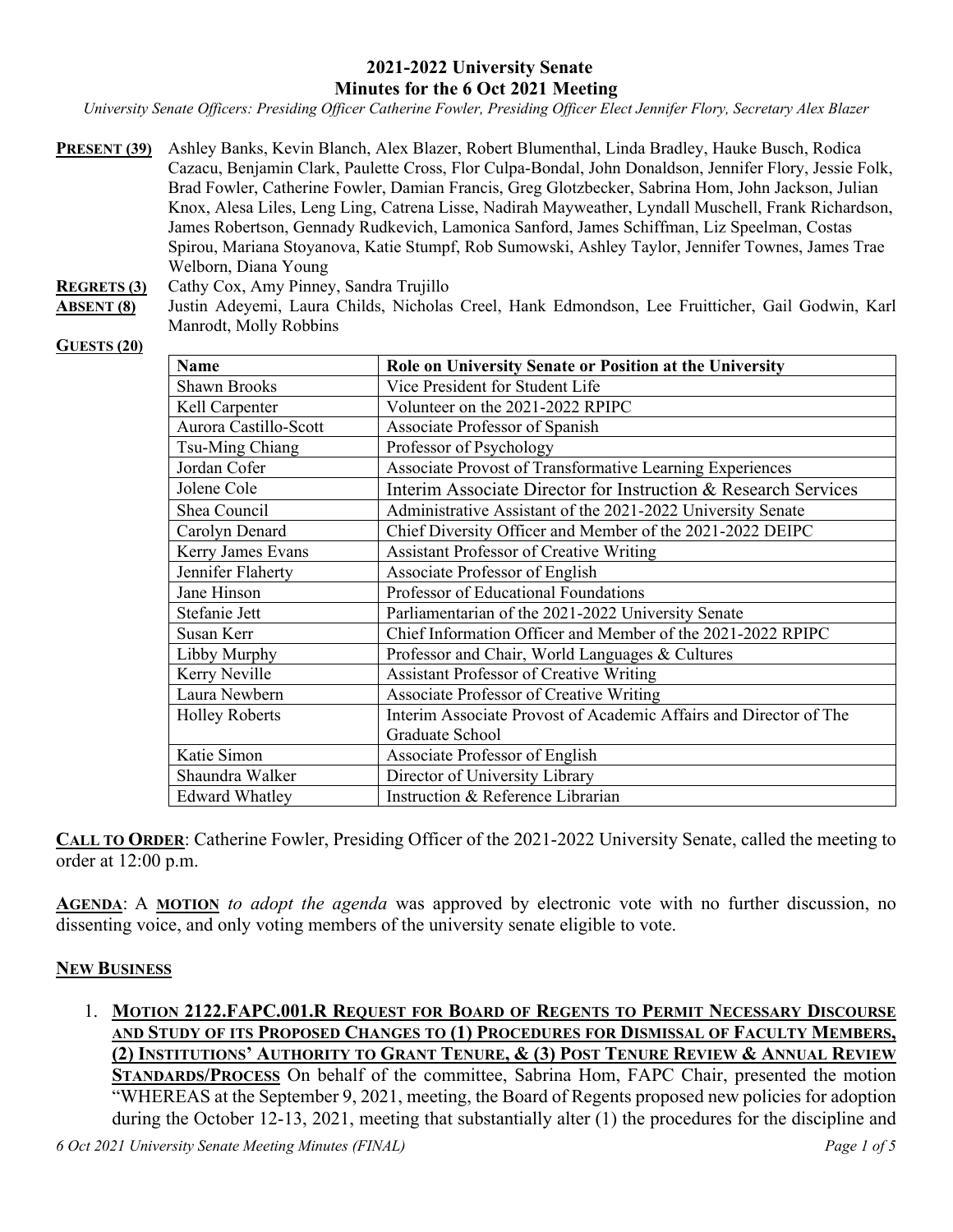# 2021-2022 University Senate
## Minutes for the 6 Oct 2021 Meeting

*University Senate Officers: Presiding Officer Catherine Fowler, Presiding Officer Elect Jennifer Flory, Secretary Alex Blazer*

**PRESENT (39)** Ashley Banks, Kevin Blanch, Alex Blazer, Robert Blumenthal, Linda Bradley, Hauke Busch, Rodica Cazacu, Benjamin Clark, Paulette Cross, Flor Culpa-Bondal, John Donaldson, Jennifer Flory, Jessie Folk, Brad Fowler, Catherine Fowler, Damian Francis, Greg Glotzbecker, Sabrina Hom, John Jackson, Julian Knox, Alesa Liles, Leng Ling, Catrena Lisse, Nadirah Mayweather, Lyndall Muschell, Frank Richardson, James Robertson, Gennady Rudkevich, Lamonica Sanford, James Schiffman, Liz Speelman, Costas Spirou, Mariana Stoyanova, Katie Stumpf, Rob Sumowski, Ashley Taylor, Jennifer Townes, James Trae Welborn, Diana Young

**REGRETS (3)** Cathy Cox, Amy Pinney, Sandra Trujillo

**ABSENT (8)** Justin Adeyemi, Laura Childs, Nicholas Creel, Hank Edmondson, Lee Fruitticher, Gail Godwin, Karl Manrodt, Molly Robbins

**GUESTS (20)**

| Name | Role on University Senate or Position at the University |
|---|---|
| Shawn Brooks | Vice President for Student Life |
| Kell Carpenter | Volunteer on the 2021-2022 RPIPC |
| Aurora Castillo-Scott | Associate Professor of Spanish |
| Tsu-Ming Chiang | Professor of Psychology |
| Jordan Cofer | Associate Provost of Transformative Learning Experiences |
| Jolene Cole | Interim Associate Director for Instruction & Research Services |
| Shea Council | Administrative Assistant of the 2021-2022 University Senate |
| Carolyn Denard | Chief Diversity Officer and Member of the 2021-2022 DEIPC |
| Kerry James Evans | Assistant Professor of Creative Writing |
| Jennifer Flaherty | Associate Professor of English |
| Jane Hinson | Professor of Educational Foundations |
| Stefanie Jett | Parliamentarian of the 2021-2022 University Senate |
| Susan Kerr | Chief Information Officer and Member of the 2021-2022 RPIPC |
| Libby Murphy | Professor and Chair, World Languages & Cultures |
| Kerry Neville | Assistant Professor of Creative Writing |
| Laura Newbern | Associate Professor of Creative Writing |
| Holley Roberts | Interim Associate Provost of Academic Affairs and Director of The Graduate School |
| Katie Simon | Associate Professor of English |
| Shaundra Walker | Director of University Library |
| Edward Whatley | Instruction & Reference Librarian |

**CALL TO ORDER**: Catherine Fowler, Presiding Officer of the 2021-2022 University Senate, called the meeting to order at 12:00 p.m.

**AGENDA**: A **MOTION** *to adopt the agenda* was approved by electronic vote with no further discussion, no dissenting voice, and only voting members of the university senate eligible to vote.

**NEW BUSINESS**

1. **MOTION 2122.FAPC.001.R REQUEST FOR BOARD OF REGENTS TO PERMIT NECESSARY DISCOURSE AND STUDY OF ITS PROPOSED CHANGES TO (1) PROCEDURES FOR DISMISSAL OF FACULTY MEMBERS, (2) INSTITUTIONS' AUTHORITY TO GRANT TENURE, & (3) POST TENURE REVIEW & ANNUAL REVIEW STANDARDS/PROCESS** On behalf of the committee, Sabrina Hom, FAPC Chair, presented the motion "WHEREAS at the September 9, 2021, meeting, the Board of Regents proposed new policies for adoption during the October 12-13, 2021, meeting that substantially alter (1) the procedures for the discipline and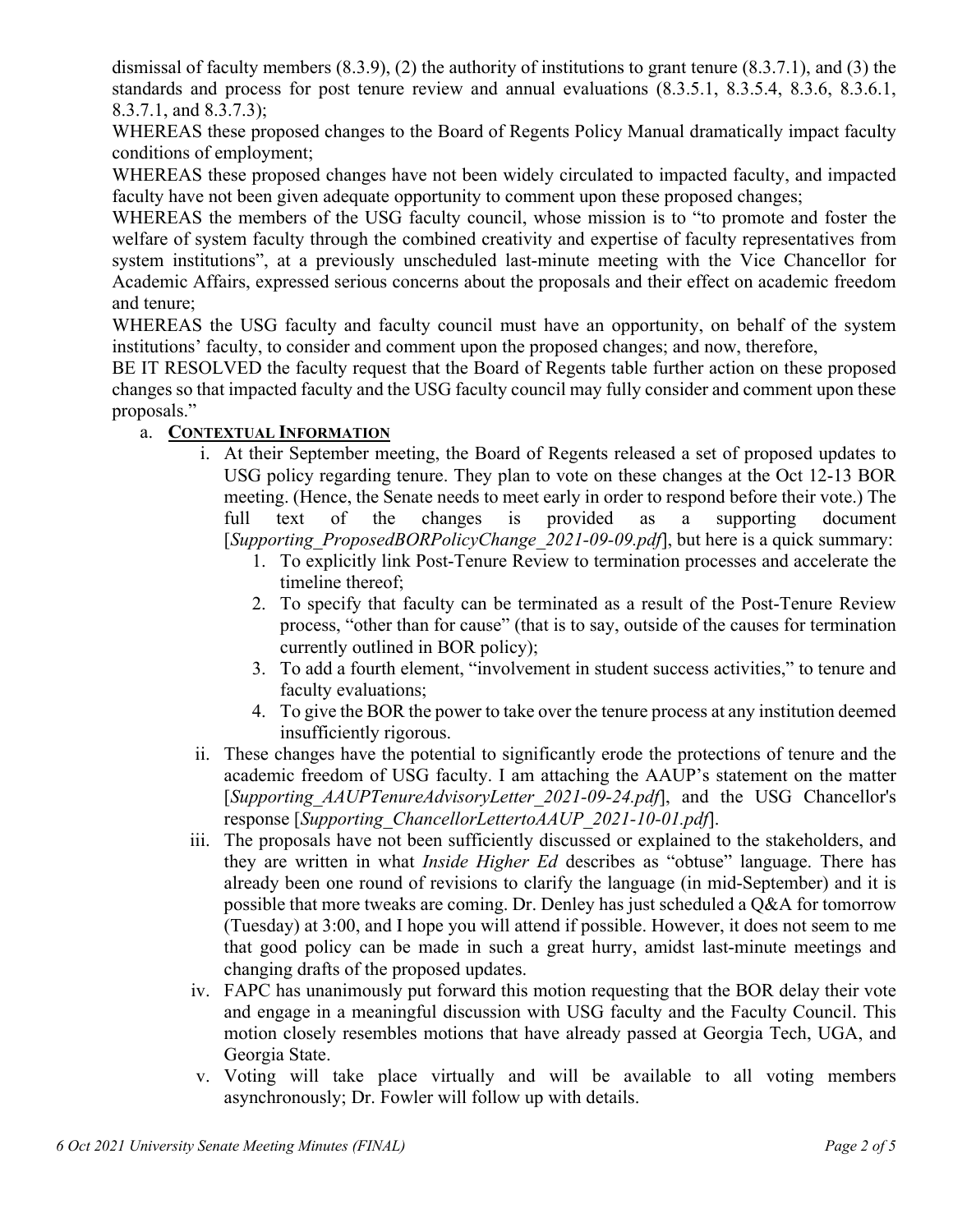dismissal of faculty members (8.3.9), (2) the authority of institutions to grant tenure (8.3.7.1), and (3) the standards and process for post tenure review and annual evaluations (8.3.5.1, 8.3.5.4, 8.3.6, 8.3.6.1, 8.3.7.1, and 8.3.7.3);

WHEREAS these proposed changes to the Board of Regents Policy Manual dramatically impact faculty conditions of employment;

WHEREAS these proposed changes have not been widely circulated to impacted faculty, and impacted faculty have not been given adequate opportunity to comment upon these proposed changes;

WHEREAS the members of the USG faculty council, whose mission is to "to promote and foster the welfare of system faculty through the combined creativity and expertise of faculty representatives from system institutions", at a previously unscheduled last-minute meeting with the Vice Chancellor for Academic Affairs, expressed serious concerns about the proposals and their effect on academic freedom and tenure;

WHEREAS the USG faculty and faculty council must have an opportunity, on behalf of the system institutions' faculty, to consider and comment upon the proposed changes; and now, therefore,

BE IT RESOLVED the faculty request that the Board of Regents table further action on these proposed changes so that impacted faculty and the USG faculty council may fully consider and comment upon these proposals."

a. **CONTEXTUAL INFORMATION**
   i. At their September meeting, the Board of Regents released a set of proposed updates to USG policy regarding tenure. They plan to vote on these changes at the Oct 12-13 BOR meeting. (Hence, the Senate needs to meet early in order to respond before their vote.) The full text of the changes is provided as a supporting document [*Supporting_ProposedBORPolicyChange_2021-09-09.pdf*], but here is a quick summary:
      1. To explicitly link Post-Tenure Review to termination processes and accelerate the timeline thereof;
      2. To specify that faculty can be terminated as a result of the Post-Tenure Review process, "other than for cause" (that is to say, outside of the causes for termination currently outlined in BOR policy);
      3. To add a fourth element, "involvement in student success activities," to tenure and faculty evaluations;
      4. To give the BOR the power to take over the tenure process at any institution deemed insufficiently rigorous.
   ii. These changes have the potential to significantly erode the protections of tenure and the academic freedom of USG faculty. I am attaching the AAUP's statement on the matter [*Supporting_AAUPTenureAdvisoryLetter_2021-09-24.pdf*], and the USG Chancellor's response [*Supporting_ChancellorLettertoAAUP_2021-10-01.pdf*].
   iii. The proposals have not been sufficiently discussed or explained to the stakeholders, and they are written in what *Inside Higher Ed* describes as "obtuse" language. There has already been one round of revisions to clarify the language (in mid-September) and it is possible that more tweaks are coming. Dr. Denley has just scheduled a Q&A for tomorrow (Tuesday) at 3:00, and I hope you will attend if possible. However, it does not seem to me that good policy can be made in such a great hurry, amidst last-minute meetings and changing drafts of the proposed updates.
   iv. FAPC has unanimously put forward this motion requesting that the BOR delay their vote and engage in a meaningful discussion with USG faculty and the Faculty Council. This motion closely resembles motions that have already passed at Georgia Tech, UGA, and Georgia State.
   v. Voting will take place virtually and will be available to all voting members asynchronously; Dr. Fowler will follow up with details.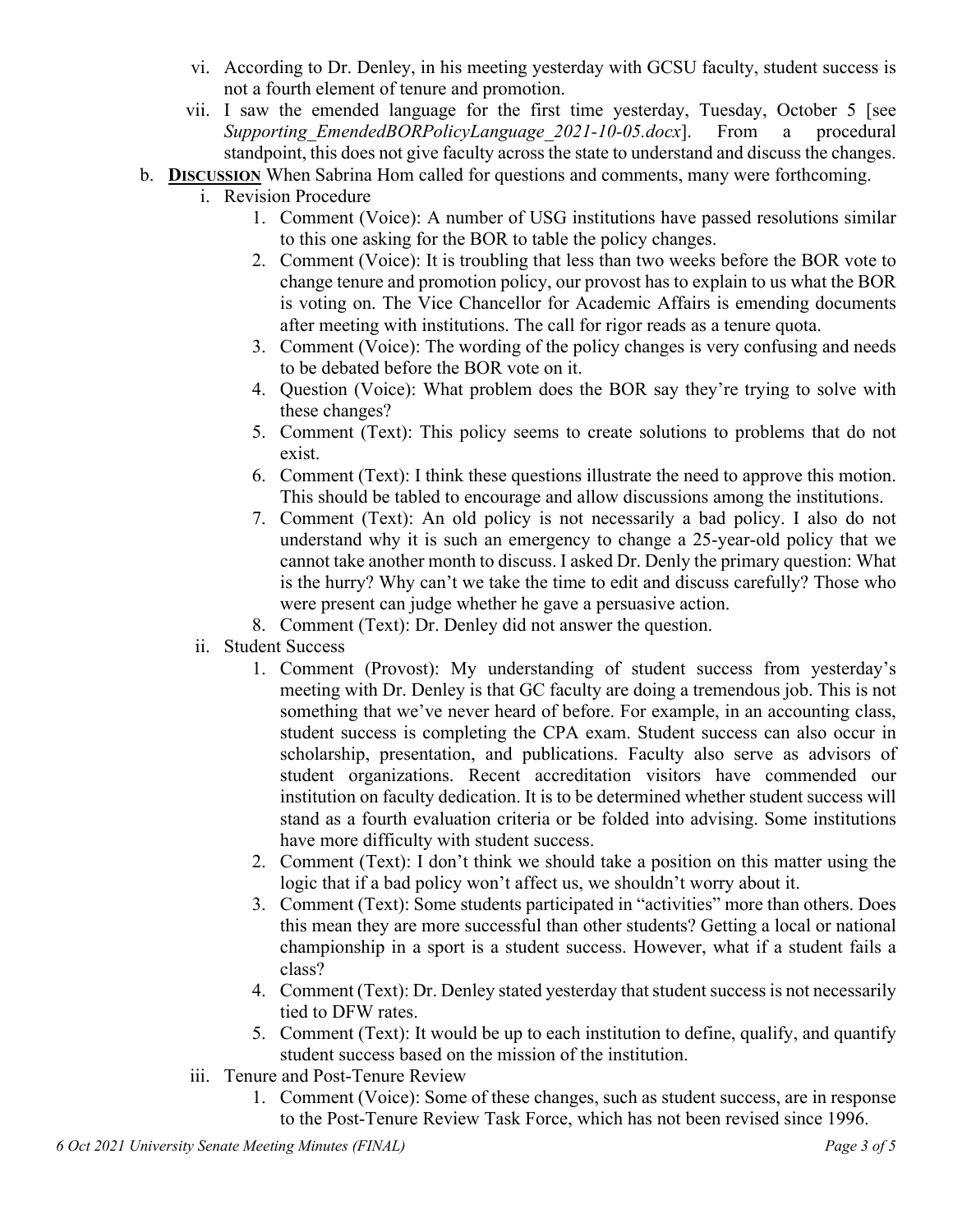vi. According to Dr. Denley, in his meeting yesterday with GCSU faculty, student success is not a fourth element of tenure and promotion.

vii. I saw the emended language for the first time yesterday, Tuesday, October 5 [see *Supporting_EmendedBORPolicyLanguage_2021-10-05.docx*]. From a procedural standpoint, this does not give faculty across the state to understand and discuss the changes.

b. **DISCUSSION** When Sabrina Hom called for questions and comments, many were forthcoming.

i. Revision Procedure

1. Comment (Voice): A number of USG institutions have passed resolutions similar to this one asking for the BOR to table the policy changes.
2. Comment (Voice): It is troubling that less than two weeks before the BOR vote to change tenure and promotion policy, our provost has to explain to us what the BOR is voting on. The Vice Chancellor for Academic Affairs is emending documents after meeting with institutions. The call for rigor reads as a tenure quota.
3. Comment (Voice): The wording of the policy changes is very confusing and needs to be debated before the BOR vote on it.
4. Question (Voice): What problem does the BOR say they're trying to solve with these changes?
5. Comment (Text): This policy seems to create solutions to problems that do not exist.
6. Comment (Text): I think these questions illustrate the need to approve this motion. This should be tabled to encourage and allow discussions among the institutions.
7. Comment (Text): An old policy is not necessarily a bad policy. I also do not understand why it is such an emergency to change a 25-year-old policy that we cannot take another month to discuss. I asked Dr. Denly the primary question: What is the hurry? Why can't we take the time to edit and discuss carefully? Those who were present can judge whether he gave a persuasive action.
8. Comment (Text): Dr. Denley did not answer the question.

ii. Student Success

1. Comment (Provost): My understanding of student success from yesterday's meeting with Dr. Denley is that GC faculty are doing a tremendous job. This is not something that we've never heard of before. For example, in an accounting class, student success is completing the CPA exam. Student success can also occur in scholarship, presentation, and publications. Faculty also serve as advisors of student organizations. Recent accreditation visitors have commended our institution on faculty dedication. It is to be determined whether student success will stand as a fourth evaluation criteria or be folded into advising. Some institutions have more difficulty with student success.
2. Comment (Text): I don't think we should take a position on this matter using the logic that if a bad policy won't affect us, we shouldn't worry about it.
3. Comment (Text): Some students participated in "activities" more than others. Does this mean they are more successful than other students? Getting a local or national championship in a sport is a student success. However, what if a student fails a class?
4. Comment (Text): Dr. Denley stated yesterday that student success is not necessarily tied to DFW rates.
5. Comment (Text): It would be up to each institution to define, qualify, and quantify student success based on the mission of the institution.

iii. Tenure and Post-Tenure Review

1. Comment (Voice): Some of these changes, such as student success, are in response to the Post-Tenure Review Task Force, which has not been revised since 1996.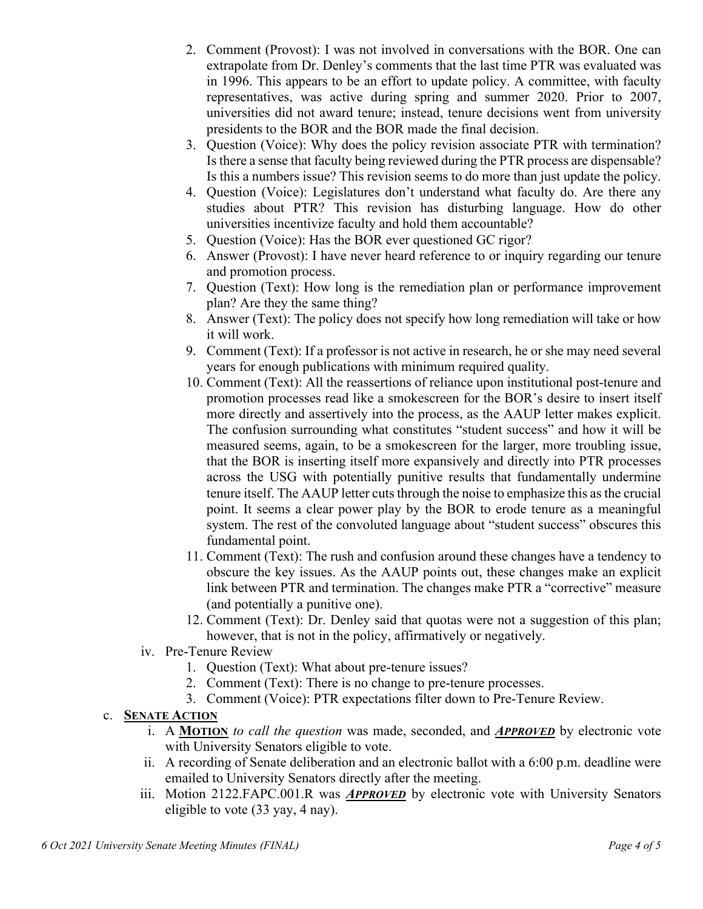2. Comment (Provost): I was not involved in conversations with the BOR. One can extrapolate from Dr. Denley's comments that the last time PTR was evaluated was in 1996. This appears to be an effort to update policy. A committee, with faculty representatives, was active during spring and summer 2020. Prior to 2007, universities did not award tenure; instead, tenure decisions went from university presidents to the BOR and the BOR made the final decision.
3. Question (Voice): Why does the policy revision associate PTR with termination? Is there a sense that faculty being reviewed during the PTR process are dispensable? Is this a numbers issue? This revision seems to do more than just update the policy.
4. Question (Voice): Legislatures don't understand what faculty do. Are there any studies about PTR? This revision has disturbing language. How do other universities incentivize faculty and hold them accountable?
5. Question (Voice): Has the BOR ever questioned GC rigor?
6. Answer (Provost): I have never heard reference to or inquiry regarding our tenure and promotion process.
7. Question (Text): How long is the remediation plan or performance improvement plan? Are they the same thing?
8. Answer (Text): The policy does not specify how long remediation will take or how it will work.
9. Comment (Text): If a professor is not active in research, he or she may need several years for enough publications with minimum required quality.
10. Comment (Text): All the reassertions of reliance upon institutional post-tenure and promotion processes read like a smokescreen for the BOR's desire to insert itself more directly and assertively into the process, as the AAUP letter makes explicit. The confusion surrounding what constitutes "student success" and how it will be measured seems, again, to be a smokescreen for the larger, more troubling issue, that the BOR is inserting itself more expansively and directly into PTR processes across the USG with potentially punitive results that fundamentally undermine tenure itself. The AAUP letter cuts through the noise to emphasize this as the crucial point. It seems a clear power play by the BOR to erode tenure as a meaningful system. The rest of the convoluted language about "student success" obscures this fundamental point.
11. Comment (Text): The rush and confusion around these changes have a tendency to obscure the key issues. As the AAUP points out, these changes make an explicit link between PTR and termination. The changes make PTR a "corrective" measure (and potentially a punitive one).
12. Comment (Text): Dr. Denley said that quotas were not a suggestion of this plan; however, that is not in the policy, affirmatively or negatively.

iv. Pre-Tenure Review
1. Question (Text): What about pre-tenure issues?
2. Comment (Text): There is no change to pre-tenure processes.
3. Comment (Voice): PTR expectations filter down to Pre-Tenure Review.

c. **SENATE ACTION**

i. A **MOTION** *to call the question* was made, seconded, and ***APPROVED*** by electronic vote with University Senators eligible to vote.

ii. A recording of Senate deliberation and an electronic ballot with a 6:00 p.m. deadline were emailed to University Senators directly after the meeting.

iii. Motion 2122.FAPC.001.R was ***APPROVED*** by electronic vote with University Senators eligible to vote (33 yay, 4 nay).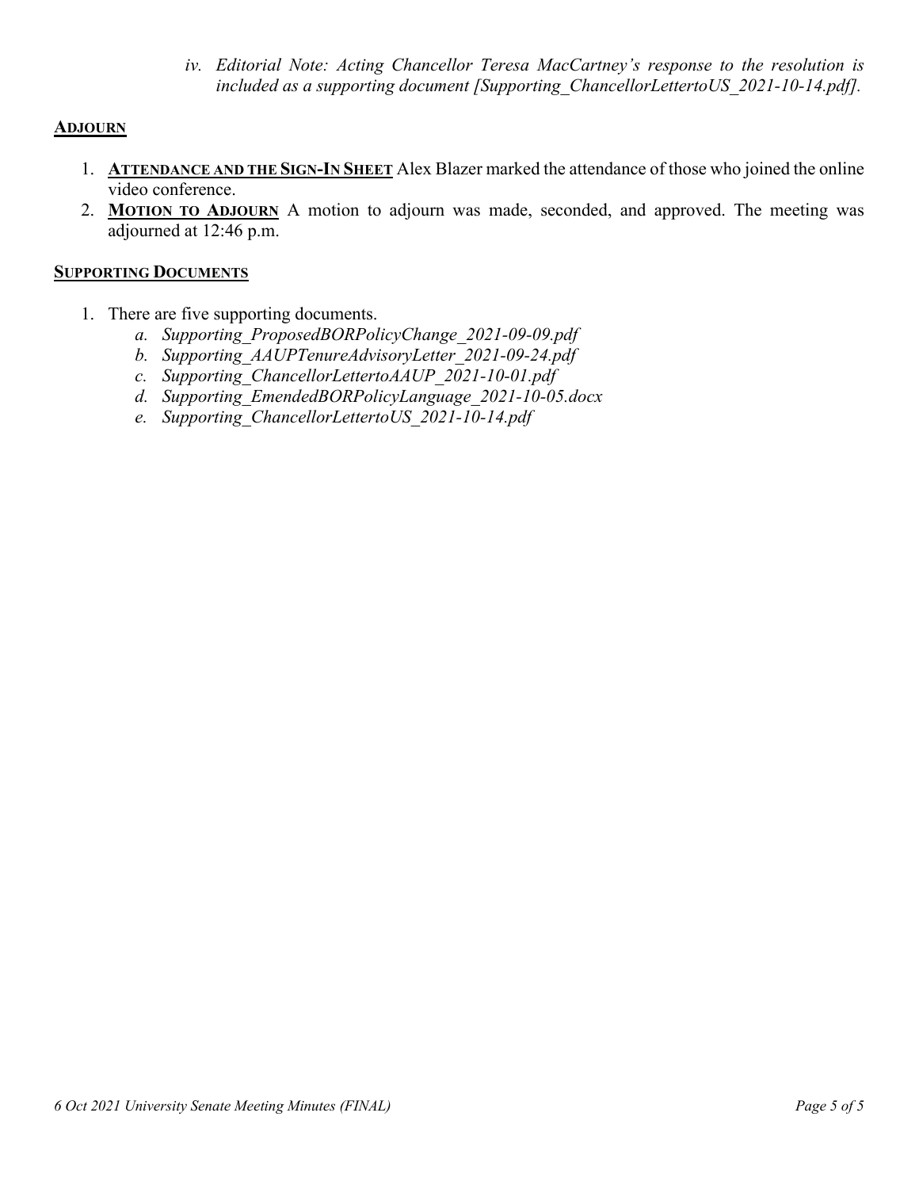iv. *Editorial Note: Acting Chancellor Teresa MacCartney's response to the resolution is included as a supporting document [Supporting_ChancellorLettertoUS_2021-10-14.pdf].*

## **ADJOURN**

1. **ATTENDANCE AND THE SIGN-IN SHEET** Alex Blazer marked the attendance of those who joined the online video conference.
2. **MOTION TO ADJOURN** A motion to adjourn was made, seconded, and approved. The meeting was adjourned at 12:46 p.m.

## **SUPPORTING DOCUMENTS**

1. There are five supporting documents.
   a. *Supporting_ProposedBORPolicyChange_2021-09-09.pdf*
   b. *Supporting_AAUPTenureAdvisoryLetter_2021-09-24.pdf*
   c. *Supporting_ChancellorLettertoAAUP_2021-10-01.pdf*
   d. *Supporting_EmendedBORPolicyLanguage_2021-10-05.docx*
   e. *Supporting_ChancellorLettertoUS_2021-10-14.pdf*